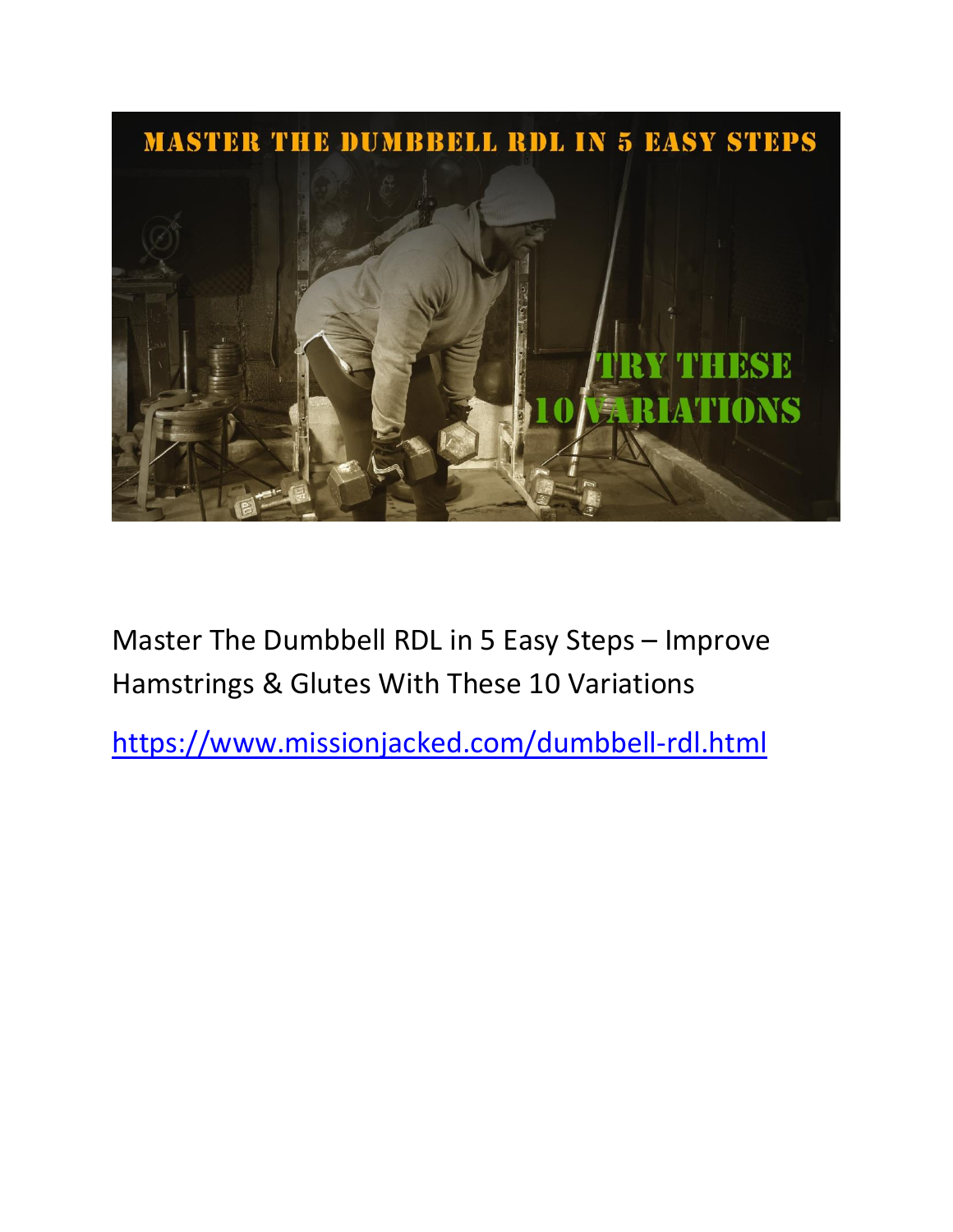Master The Dumbbell RDL in 5 Easy Steps – Improve Hamstrings & Glutes With These 10 Variations

https://www.missionjacked.com/dumbbell-rdl.html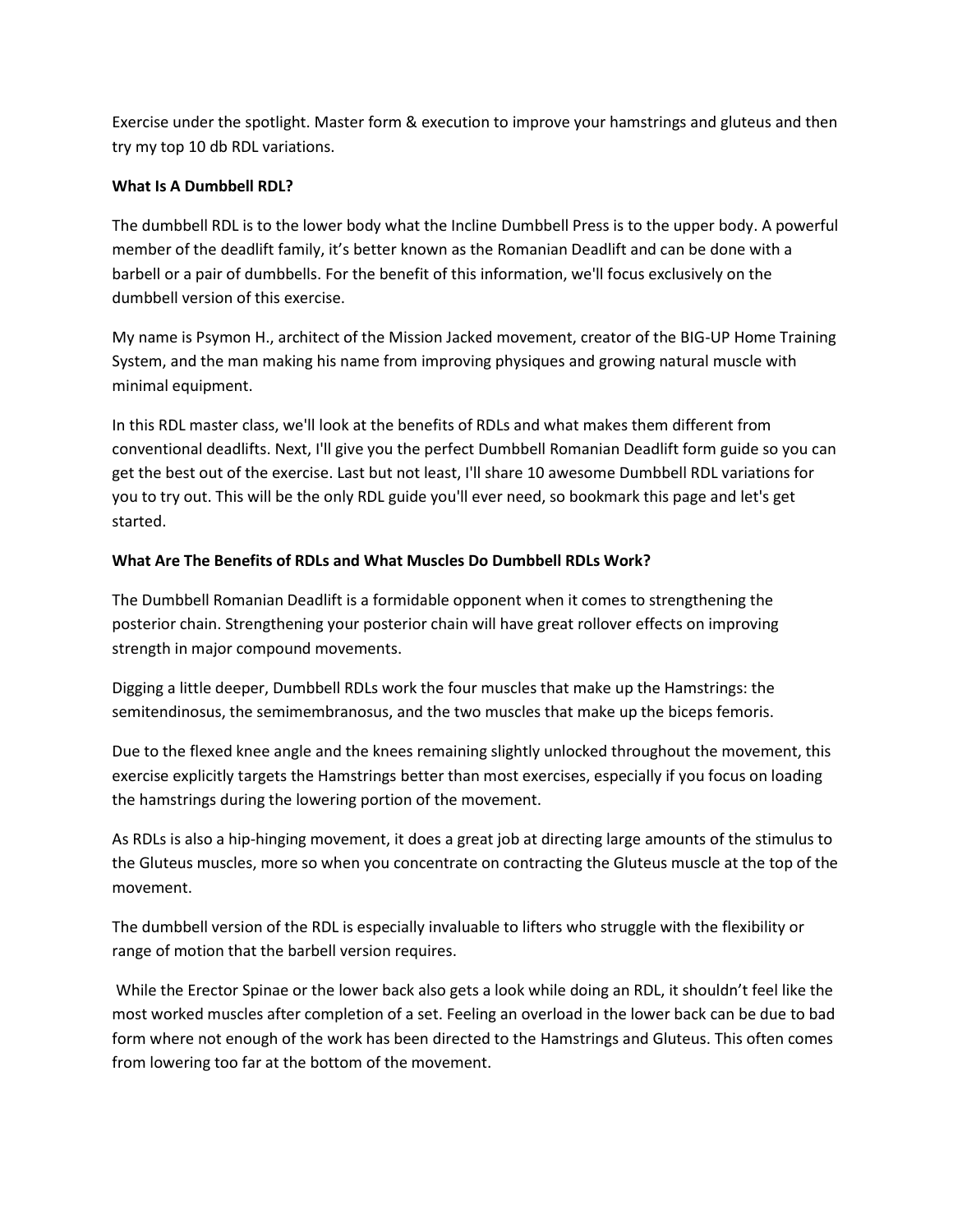Exercise under the spotlight. Master form & execution to improve your hamstrings and gluteus and then try my top 10 db RDL variations.

**What Is A Dumbbell RDL?**

The dumbbell RDL is to the lower body what the Incline Dumbbell Press is to the upper body. A powerful member of the deadlift family, it's better known as the Romanian Deadlift and can be done with a barbell or a pair of dumbbells. For the benefit of this information, we'll focus exclusively on the dumbbell version of this exercise.

My name is Psymon H., architect of the Mission Jacked movement, creator of the BIG-UP Home Training System, and the man making his name from improving physiques and growing natural muscle with minimal equipment.

In this RDL master class, we'll look at the benefits of RDLs and what makes them different from conventional deadlifts. Next, I'll give you the perfect Dumbbell Romanian Deadlift form guide so you can get the best out of the exercise. Last but not least, I'll share 10 awesome Dumbbell RDL variations for you to try out. This will be the only RDL guide you'll ever need, so bookmark this page and let's get started.

**What Are The Benefits of RDLs and What Muscles Do Dumbbell RDLs Work?**

The Dumbbell Romanian Deadlift is a formidable opponent when it comes to strengthening the posterior chain. Strengthening your posterior chain will have great rollover effects on improving strength in major compound movements.

Digging a little deeper, Dumbbell RDLs work the four muscles that make up the Hamstrings: the semitendinosus, the semimembranosus, and the two muscles that make up the biceps femoris.

Due to the flexed knee angle and the knees remaining slightly unlocked throughout the movement, this exercise explicitly targets the Hamstrings better than most exercises, especially if you focus on loading the hamstrings during the lowering portion of the movement.

As RDLs is also a hip-hinging movement, it does a great job at directing large amounts of the stimulus to the Gluteus muscles, more so when you concentrate on contracting the Gluteus muscle at the top of the movement.

The dumbbell version of the RDL is especially invaluable to lifters who struggle with the flexibility or range of motion that the barbell version requires.

While the Erector Spinae or the lower back also gets a look while doing an RDL, it shouldn't feel like the most worked muscles after completion of a set. Feeling an overload in the lower back can be due to bad form where not enough of the work has been directed to the Hamstrings and Gluteus. This often comes from lowering too far at the bottom of the movement.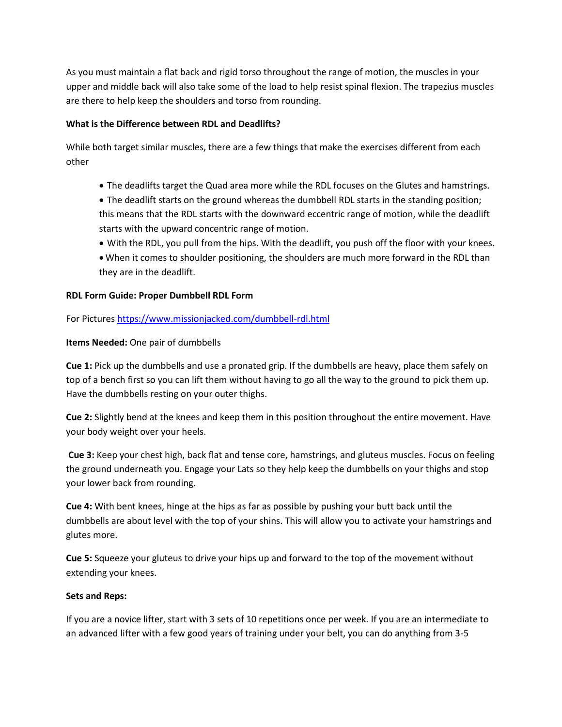As you must maintain a flat back and rigid torso throughout the range of motion, the muscles in your upper and middle back will also take some of the load to help resist spinal flexion. The trapezius muscles are there to help keep the shoulders and torso from rounding.

**What is the Difference between RDL and Deadlifts?**

While both target similar muscles, there are a few things that make the exercises different from each other

- The deadlifts target the Quad area more while the RDL focuses on the Glutes and hamstrings.
- The deadlift starts on the ground whereas the dumbbell RDL starts in the standing position; this means that the RDL starts with the downward eccentric range of motion, while the deadlift starts with the upward concentric range of motion.
- With the RDL, you pull from the hips. With the deadlift, you push off the floor with your knees.
- When it comes to shoulder positioning, the shoulders are much more forward in the RDL than they are in the deadlift.

**RDL Form Guide: Proper Dumbbell RDL Form**

For Pictures [https://www.missionjacked.com/dumbbell-rdl.html](https://www.missionjacked.com/dumbbell-rdl.html)

**Items Needed:** One pair of dumbbells

**Cue 1:** Pick up the dumbbells and use a pronated grip. If the dumbbells are heavy, place them safely on top of a bench first so you can lift them without having to go all the way to the ground to pick them up. Have the dumbbells resting on your outer thighs.

**Cue 2:** Slightly bend at the knees and keep them in this position throughout the entire movement. Have your body weight over your heels.

**Cue 3:** Keep your chest high, back flat and tense core, hamstrings, and gluteus muscles. Focus on feeling the ground underneath you. Engage your Lats so they help keep the dumbbells on your thighs and stop your lower back from rounding.

**Cue 4:** With bent knees, hinge at the hips as far as possible by pushing your butt back until the dumbbells are about level with the top of your shins. This will allow you to activate your hamstrings and glutes more.

**Cue 5:** Squeeze your gluteus to drive your hips up and forward to the top of the movement without extending your knees.

**Sets and Reps:**

If you are a novice lifter, start with 3 sets of 10 repetitions once per week. If you are an intermediate to an advanced lifter with a few good years of training under your belt, you can do anything from 3-5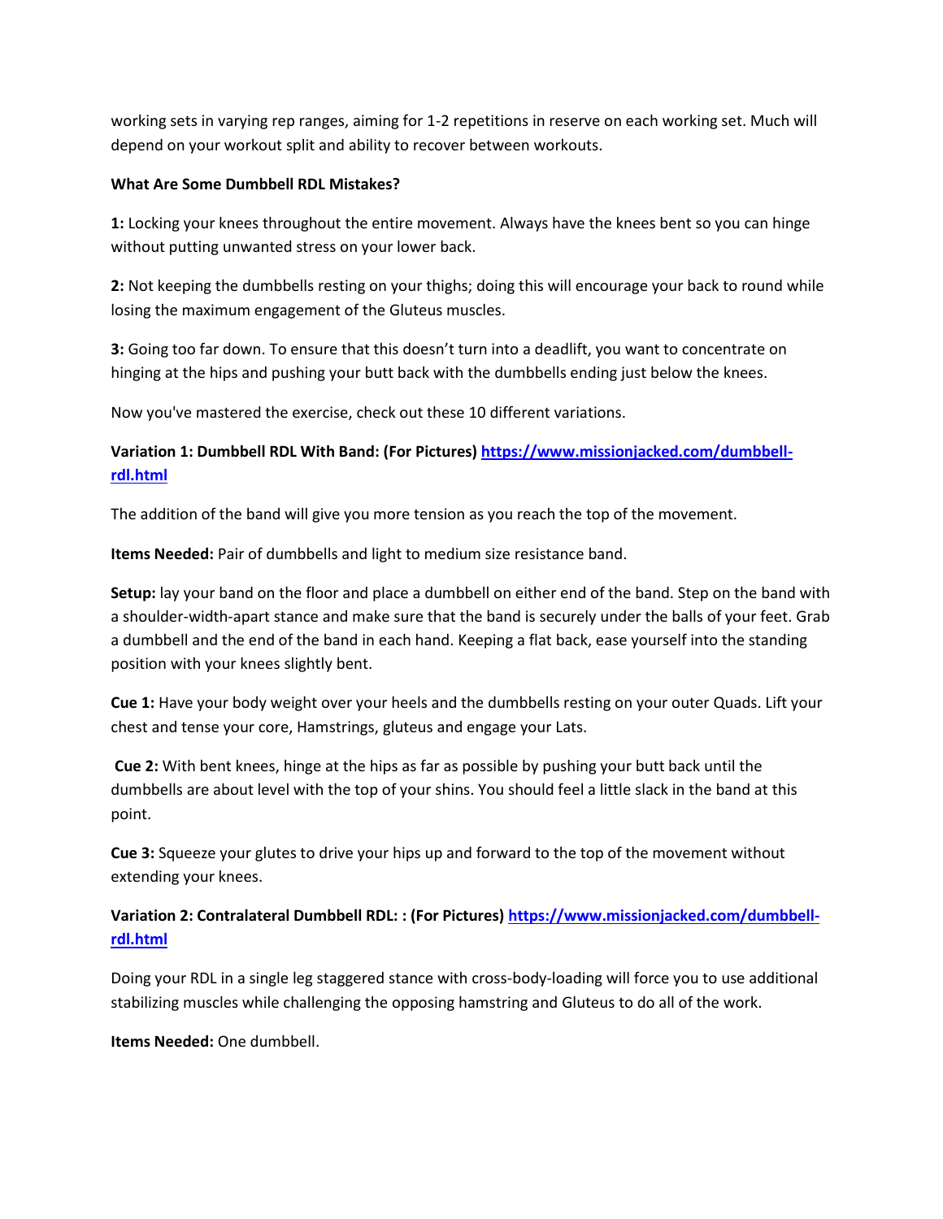working sets in varying rep ranges, aiming for 1-2 repetitions in reserve on each working set. Much will depend on your workout split and ability to recover between workouts.

**What Are Some Dumbbell RDL Mistakes?**

**1:** Locking your knees throughout the entire movement. Always have the knees bent so you can hinge without putting unwanted stress on your lower back.

**2:** Not keeping the dumbbells resting on your thighs; doing this will encourage your back to round while losing the maximum engagement of the Gluteus muscles.

**3:** Going too far down. To ensure that this doesn't turn into a deadlift, you want to concentrate on hinging at the hips and pushing your butt back with the dumbbells ending just below the knees.

Now you've mastered the exercise, check out these 10 different variations.

**Variation 1: Dumbbell RDL With Band: (For Pictures) [https://www.missionjacked.com/dumbbell-rdl.html](https://www.missionjacked.com/dumbbell-rdl.html)**

The addition of the band will give you more tension as you reach the top of the movement.

**Items Needed:** Pair of dumbbells and light to medium size resistance band.

**Setup:** lay your band on the floor and place a dumbbell on either end of the band. Step on the band with a shoulder-width-apart stance and make sure that the band is securely under the balls of your feet. Grab a dumbbell and the end of the band in each hand. Keeping a flat back, ease yourself into the standing position with your knees slightly bent.

**Cue 1:** Have your body weight over your heels and the dumbbells resting on your outer Quads. Lift your chest and tense your core, Hamstrings, gluteus and engage your Lats.

**Cue 2:** With bent knees, hinge at the hips as far as possible by pushing your butt back until the dumbbells are about level with the top of your shins. You should feel a little slack in the band at this point.

**Cue 3:** Squeeze your glutes to drive your hips up and forward to the top of the movement without extending your knees.

**Variation 2: Contralateral Dumbbell RDL: : (For Pictures) [https://www.missionjacked.com/dumbbell-rdl.html](https://www.missionjacked.com/dumbbell-rdl.html)**

Doing your RDL in a single leg staggered stance with cross-body-loading will force you to use additional stabilizing muscles while challenging the opposing hamstring and Gluteus to do all of the work.

**Items Needed:** One dumbbell.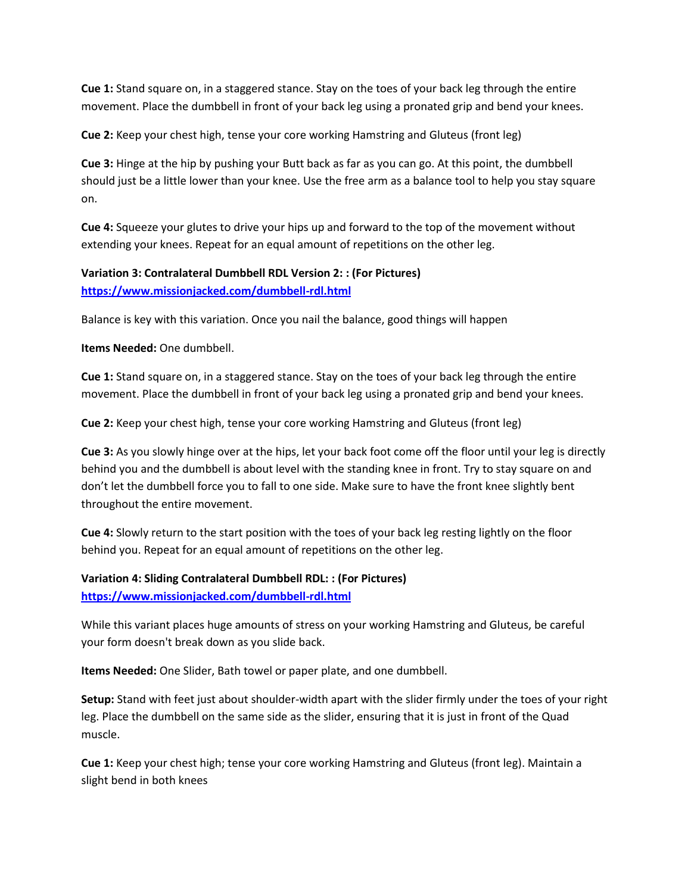**Cue 1:** Stand square on, in a staggered stance. Stay on the toes of your back leg through the entire movement. Place the dumbbell in front of your back leg using a pronated grip and bend your knees.

**Cue 2:** Keep your chest high, tense your core working Hamstring and Gluteus (front leg)

**Cue 3:** Hinge at the hip by pushing your Butt back as far as you can go. At this point, the dumbbell should just be a little lower than your knee. Use the free arm as a balance tool to help you stay square on.

**Cue 4:** Squeeze your glutes to drive your hips up and forward to the top of the movement without extending your knees. Repeat for an equal amount of repetitions on the other leg.

**Variation 3: Contralateral Dumbbell RDL Version 2: : (For Pictures)**
**https://www.missionjacked.com/dumbbell-rdl.html**

Balance is key with this variation. Once you nail the balance, good things will happen

**Items Needed:** One dumbbell.

**Cue 1:** Stand square on, in a staggered stance. Stay on the toes of your back leg through the entire movement. Place the dumbbell in front of your back leg using a pronated grip and bend your knees.

**Cue 2:** Keep your chest high, tense your core working Hamstring and Gluteus (front leg)

**Cue 3:** As you slowly hinge over at the hips, let your back foot come off the floor until your leg is directly behind you and the dumbbell is about level with the standing knee in front. Try to stay square on and don't let the dumbbell force you to fall to one side. Make sure to have the front knee slightly bent throughout the entire movement.

**Cue 4:** Slowly return to the start position with the toes of your back leg resting lightly on the floor behind you. Repeat for an equal amount of repetitions on the other leg.

**Variation 4: Sliding Contralateral Dumbbell RDL: : (For Pictures)**
**https://www.missionjacked.com/dumbbell-rdl.html**

While this variant places huge amounts of stress on your working Hamstring and Gluteus, be careful your form doesn't break down as you slide back.

**Items Needed:** One Slider, Bath towel or paper plate, and one dumbbell.

**Setup:** Stand with feet just about shoulder-width apart with the slider firmly under the toes of your right leg. Place the dumbbell on the same side as the slider, ensuring that it is just in front of the Quad muscle.

**Cue 1:** Keep your chest high; tense your core working Hamstring and Gluteus (front leg). Maintain a slight bend in both knees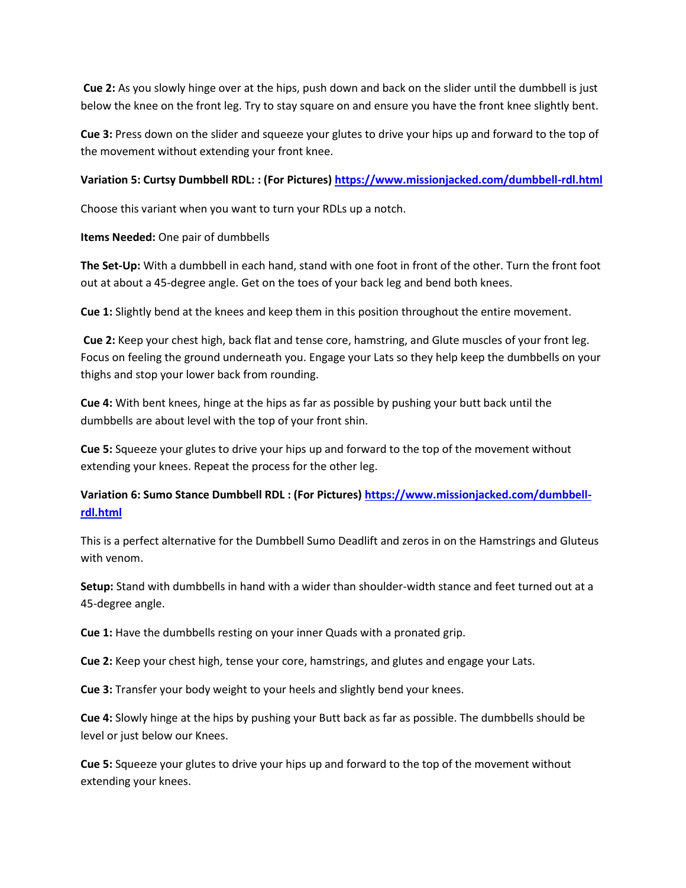**Cue 2:** As you slowly hinge over at the hips, push down and back on the slider until the dumbbell is just below the knee on the front leg. Try to stay square on and ensure you have the front knee slightly bent.

**Cue 3:** Press down on the slider and squeeze your glutes to drive your hips up and forward to the top of the movement without extending your front knee.

**Variation 5: Curtsy Dumbbell RDL: : (For Pictures) [https://www.missionjacked.com/dumbbell-rdl.html](https://www.missionjacked.com/dumbbell-rdl.html)**

Choose this variant when you want to turn your RDLs up a notch.

**Items Needed:** One pair of dumbbells

**The Set-Up:** With a dumbbell in each hand, stand with one foot in front of the other. Turn the front foot out at about a 45-degree angle. Get on the toes of your back leg and bend both knees.

**Cue 1:** Slightly bend at the knees and keep them in this position throughout the entire movement.

**Cue 2:** Keep your chest high, back flat and tense core, hamstring, and Glute muscles of your front leg. Focus on feeling the ground underneath you. Engage your Lats so they help keep the dumbbells on your thighs and stop your lower back from rounding.

**Cue 4:** With bent knees, hinge at the hips as far as possible by pushing your butt back until the dumbbells are about level with the top of your front shin.

**Cue 5:** Squeeze your glutes to drive your hips up and forward to the top of the movement without extending your knees. Repeat the process for the other leg.

**Variation 6: Sumo Stance Dumbbell RDL : (For Pictures) [https://www.missionjacked.com/dumbbell-rdl.html](https://www.missionjacked.com/dumbbell-rdl.html)**

This is a perfect alternative for the Dumbbell Sumo Deadlift and zeros in on the Hamstrings and Gluteus with venom.

**Setup:** Stand with dumbbells in hand with a wider than shoulder-width stance and feet turned out at a 45-degree angle.

**Cue 1:** Have the dumbbells resting on your inner Quads with a pronated grip.

**Cue 2:** Keep your chest high, tense your core, hamstrings, and glutes and engage your Lats.

**Cue 3:** Transfer your body weight to your heels and slightly bend your knees.

**Cue 4:** Slowly hinge at the hips by pushing your Butt back as far as possible. The dumbbells should be level or just below our Knees.

**Cue 5:** Squeeze your glutes to drive your hips up and forward to the top of the movement without extending your knees.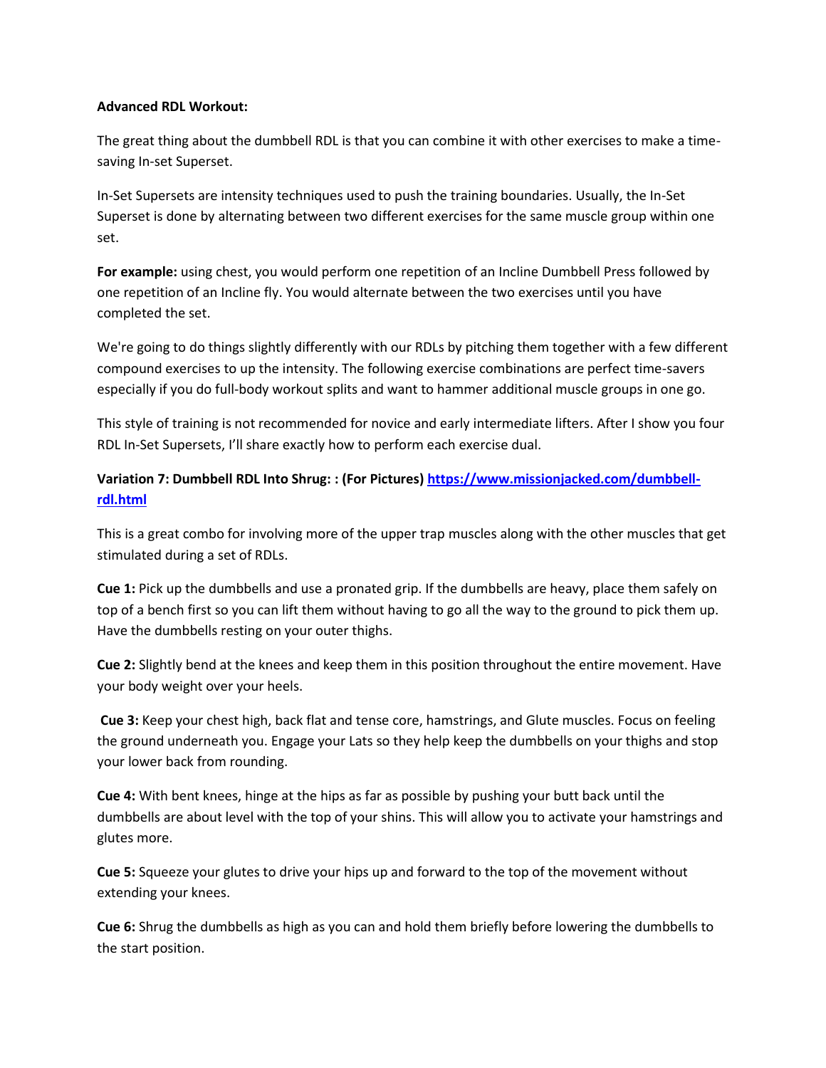**Advanced RDL Workout:**

The great thing about the dumbbell RDL is that you can combine it with other exercises to make a time-saving In-set Superset.

In-Set Supersets are intensity techniques used to push the training boundaries. Usually, the In-Set Superset is done by alternating between two different exercises for the same muscle group within one set.

**For example:** using chest, you would perform one repetition of an Incline Dumbbell Press followed by one repetition of an Incline fly. You would alternate between the two exercises until you have completed the set.

We're going to do things slightly differently with our RDLs by pitching them together with a few different compound exercises to up the intensity. The following exercise combinations are perfect time-savers especially if you do full-body workout splits and want to hammer additional muscle groups in one go.

This style of training is not recommended for novice and early intermediate lifters. After I show you four RDL In-Set Supersets, I'll share exactly how to perform each exercise dual.

**Variation 7: Dumbbell RDL Into Shrug: : (For Pictures) [https://www.missionjacked.com/dumbbell-rdl.html](https://www.missionjacked.com/dumbbell-rdl.html)**

This is a great combo for involving more of the upper trap muscles along with the other muscles that get stimulated during a set of RDLs.

**Cue 1:** Pick up the dumbbells and use a pronated grip. If the dumbbells are heavy, place them safely on top of a bench first so you can lift them without having to go all the way to the ground to pick them up. Have the dumbbells resting on your outer thighs.

**Cue 2:** Slightly bend at the knees and keep them in this position throughout the entire movement. Have your body weight over your heels.

**Cue 3:** Keep your chest high, back flat and tense core, hamstrings, and Glute muscles. Focus on feeling the ground underneath you. Engage your Lats so they help keep the dumbbells on your thighs and stop your lower back from rounding.

**Cue 4:** With bent knees, hinge at the hips as far as possible by pushing your butt back until the dumbbells are about level with the top of your shins. This will allow you to activate your hamstrings and glutes more.

**Cue 5:** Squeeze your glutes to drive your hips up and forward to the top of the movement without extending your knees.

**Cue 6:** Shrug the dumbbells as high as you can and hold them briefly before lowering the dumbbells to the start position.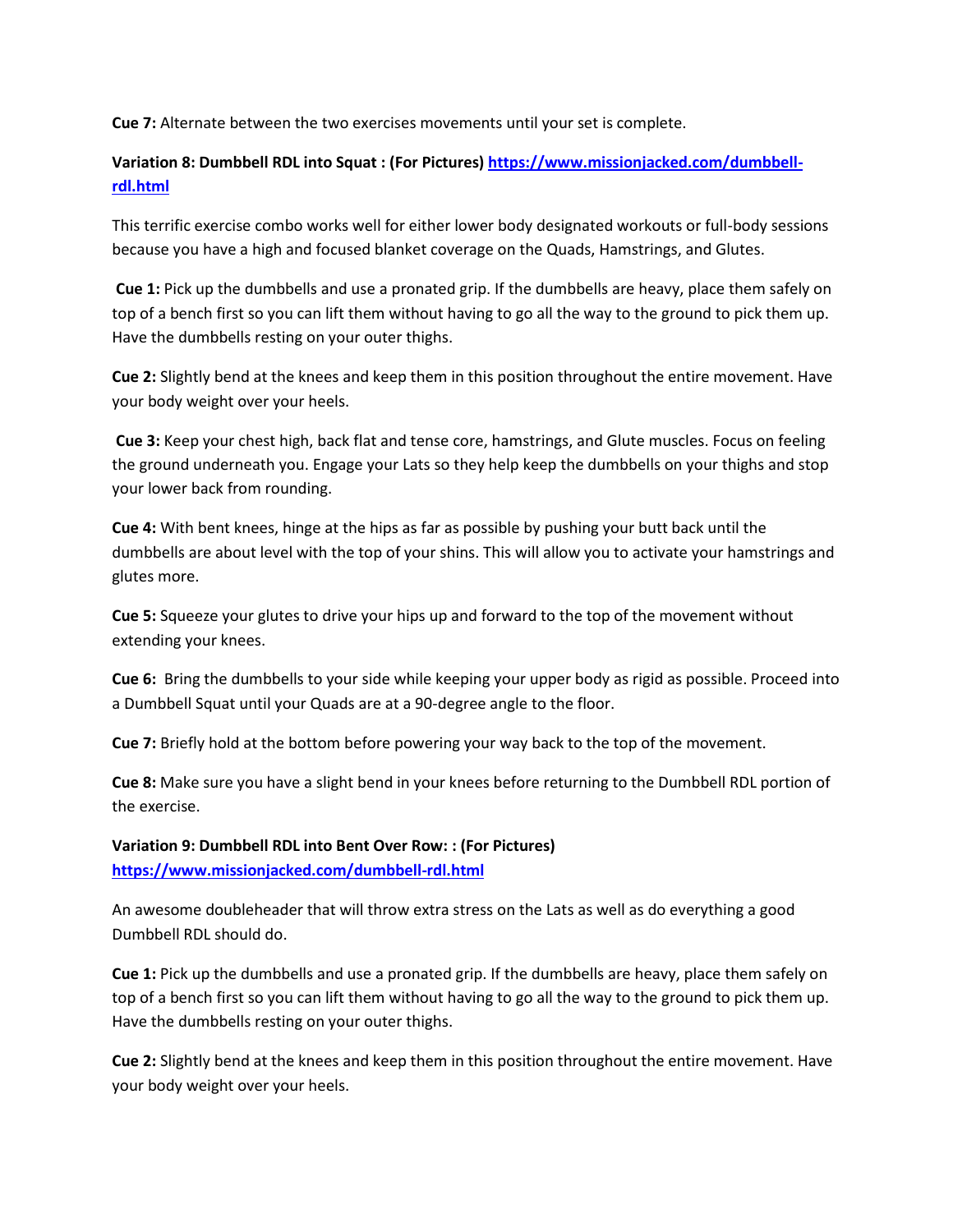**Cue 7:** Alternate between the two exercises movements until your set is complete.

**Variation 8: Dumbbell RDL into Squat : (For Pictures) [https://www.missionjacked.com/dumbbell-rdl.html](https://www.missionjacked.com/dumbbell-rdl.html)**

This terrific exercise combo works well for either lower body designated workouts or full-body sessions because you have a high and focused blanket coverage on the Quads, Hamstrings, and Glutes.

**Cue 1:** Pick up the dumbbells and use a pronated grip. If the dumbbells are heavy, place them safely on top of a bench first so you can lift them without having to go all the way to the ground to pick them up. Have the dumbbells resting on your outer thighs.

**Cue 2:** Slightly bend at the knees and keep them in this position throughout the entire movement. Have your body weight over your heels.

**Cue 3:** Keep your chest high, back flat and tense core, hamstrings, and Glute muscles. Focus on feeling the ground underneath you. Engage your Lats so they help keep the dumbbells on your thighs and stop your lower back from rounding.

**Cue 4:** With bent knees, hinge at the hips as far as possible by pushing your butt back until the dumbbells are about level with the top of your shins. This will allow you to activate your hamstrings and glutes more.

**Cue 5:** Squeeze your glutes to drive your hips up and forward to the top of the movement without extending your knees.

**Cue 6:** Bring the dumbbells to your side while keeping your upper body as rigid as possible. Proceed into a Dumbbell Squat until your Quads are at a 90-degree angle to the floor.

**Cue 7:** Briefly hold at the bottom before powering your way back to the top of the movement.

**Cue 8:** Make sure you have a slight bend in your knees before returning to the Dumbbell RDL portion of the exercise.

**Variation 9: Dumbbell RDL into Bent Over Row: : (For Pictures) [https://www.missionjacked.com/dumbbell-rdl.html](https://www.missionjacked.com/dumbbell-rdl.html)**

An awesome doubleheader that will throw extra stress on the Lats as well as do everything a good Dumbbell RDL should do.

**Cue 1:** Pick up the dumbbells and use a pronated grip. If the dumbbells are heavy, place them safely on top of a bench first so you can lift them without having to go all the way to the ground to pick them up. Have the dumbbells resting on your outer thighs.

**Cue 2:** Slightly bend at the knees and keep them in this position throughout the entire movement. Have your body weight over your heels.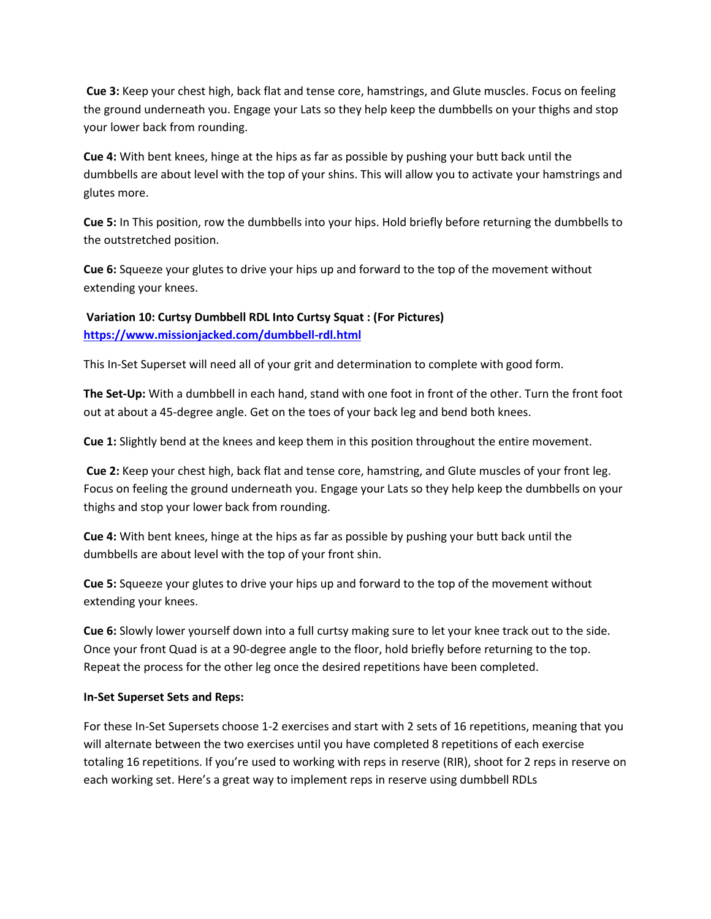**Cue 3:** Keep your chest high, back flat and tense core, hamstrings, and Glute muscles. Focus on feeling the ground underneath you. Engage your Lats so they help keep the dumbbells on your thighs and stop your lower back from rounding.

**Cue 4:** With bent knees, hinge at the hips as far as possible by pushing your butt back until the dumbbells are about level with the top of your shins. This will allow you to activate your hamstrings and glutes more.

**Cue 5:** In This position, row the dumbbells into your hips. Hold briefly before returning the dumbbells to the outstretched position.

**Cue 6:** Squeeze your glutes to drive your hips up and forward to the top of the movement without extending your knees.

**Variation 10: Curtsy Dumbbell RDL Into Curtsy Squat : (For Pictures)**
**[https://www.missionjacked.com/dumbbell-rdl.html](https://www.missionjacked.com/dumbbell-rdl.html)**

This In-Set Superset will need all of your grit and determination to complete with good form.

**The Set-Up:** With a dumbbell in each hand, stand with one foot in front of the other. Turn the front foot out at about a 45-degree angle. Get on the toes of your back leg and bend both knees.

**Cue 1:** Slightly bend at the knees and keep them in this position throughout the entire movement.

**Cue 2:** Keep your chest high, back flat and tense core, hamstring, and Glute muscles of your front leg. Focus on feeling the ground underneath you. Engage your Lats so they help keep the dumbbells on your thighs and stop your lower back from rounding.

**Cue 4:** With bent knees, hinge at the hips as far as possible by pushing your butt back until the dumbbells are about level with the top of your front shin.

**Cue 5:** Squeeze your glutes to drive your hips up and forward to the top of the movement without extending your knees.

**Cue 6:** Slowly lower yourself down into a full curtsy making sure to let your knee track out to the side. Once your front Quad is at a 90-degree angle to the floor, hold briefly before returning to the top. Repeat the process for the other leg once the desired repetitions have been completed.

**In-Set Superset Sets and Reps:**

For these In-Set Supersets choose 1-2 exercises and start with 2 sets of 16 repetitions, meaning that you will alternate between the two exercises until you have completed 8 repetitions of each exercise totaling 16 repetitions. If you're used to working with reps in reserve (RIR), shoot for 2 reps in reserve on each working set. Here's a great way to implement reps in reserve using dumbbell RDLs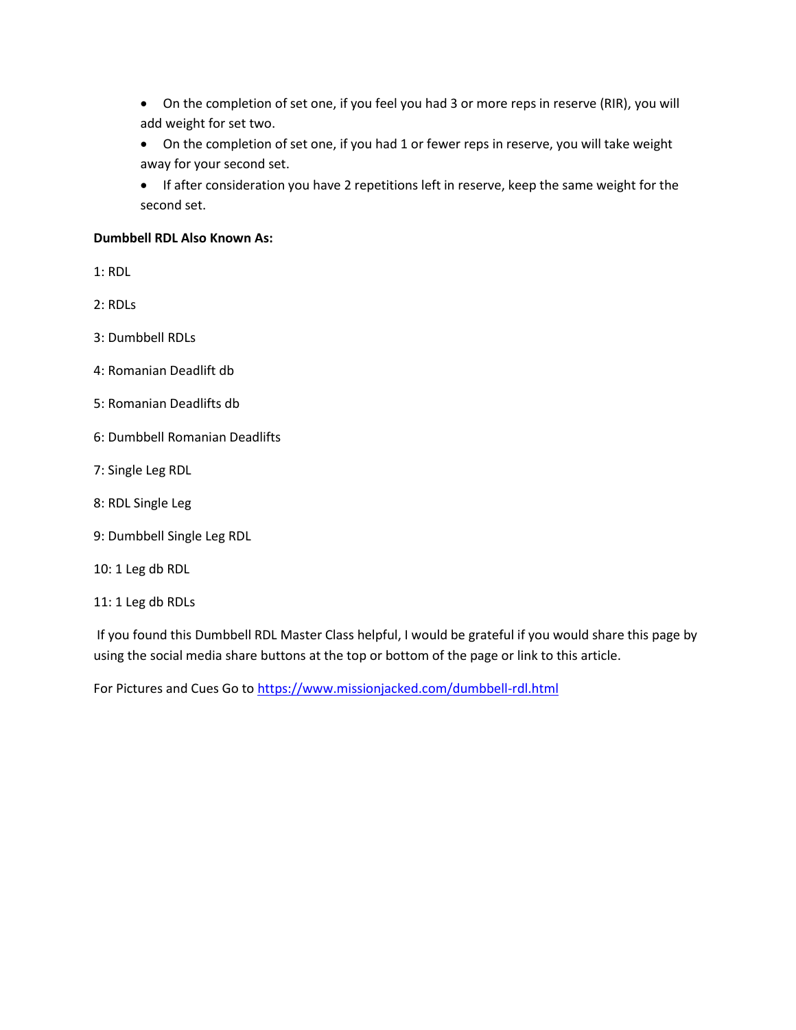- On the completion of set one, if you feel you had 3 or more reps in reserve (RIR), you will add weight for set two.
- On the completion of set one, if you had 1 or fewer reps in reserve, you will take weight away for your second set.
- If after consideration you have 2 repetitions left in reserve, keep the same weight for the second set.

**Dumbbell RDL Also Known As:**

1: RDL

2: RDLs

3: Dumbbell RDLs

4: Romanian Deadlift db

5: Romanian Deadlifts db

6: Dumbbell Romanian Deadlifts

7: Single Leg RDL

8: RDL Single Leg

9: Dumbbell Single Leg RDL

10: 1 Leg db RDL

11: 1 Leg db RDLs

If you found this Dumbbell RDL Master Class helpful, I would be grateful if you would share this page by using the social media share buttons at the top or bottom of the page or link to this article.

For Pictures and Cues Go to [https://www.missionjacked.com/dumbbell-rdl.html](https://www.missionjacked.com/dumbbell-rdl.html)